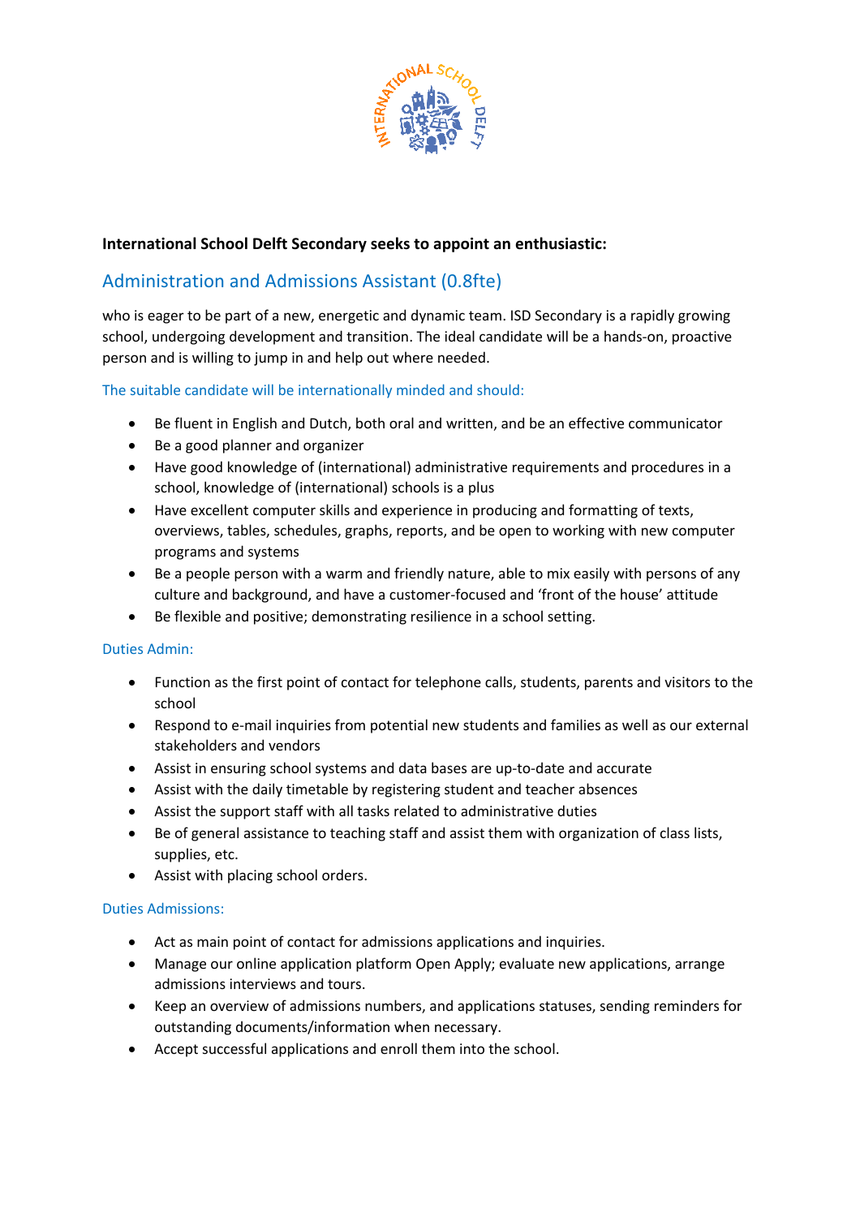**International School Delft Secondary seeks to appoint an enthusiastic:**

## Administration and Admissions Assistant (0.8fte)

who is eager to be part of a new, energetic and dynamic team. ISD Secondary is a rapidly growing school, undergoing development and transition. The ideal candidate will be a hands-on, proactive person and is willing to jump in and help out where needed.

### The suitable candidate will be internationally minded and should:

- Be fluent in English and Dutch, both oral and written, and be an effective communicator
- Be a good planner and organizer
- Have good knowledge of (international) administrative requirements and procedures in a school, knowledge of (international) schools is a plus
- Have excellent computer skills and experience in producing and formatting of texts, overviews, tables, schedules, graphs, reports, and be open to working with new computer programs and systems
- Be a people person with a warm and friendly nature, able to mix easily with persons of any culture and background, and have a customer-focused and 'front of the house' attitude
- Be flexible and positive; demonstrating resilience in a school setting.

### Duties Admin:

- Function as the first point of contact for telephone calls, students, parents and visitors to the school
- Respond to e-mail inquiries from potential new students and families as well as our external stakeholders and vendors
- Assist in ensuring school systems and data bases are up-to-date and accurate
- Assist with the daily timetable by registering student and teacher absences
- Assist the support staff with all tasks related to administrative duties
- Be of general assistance to teaching staff and assist them with organization of class lists, supplies, etc.
- Assist with placing school orders.

### Duties Admissions:

- Act as main point of contact for admissions applications and inquiries.
- Manage our online application platform Open Apply; evaluate new applications, arrange admissions interviews and tours.
- Keep an overview of admissions numbers, and applications statuses, sending reminders for outstanding documents/information when necessary.
- Accept successful applications and enroll them into the school.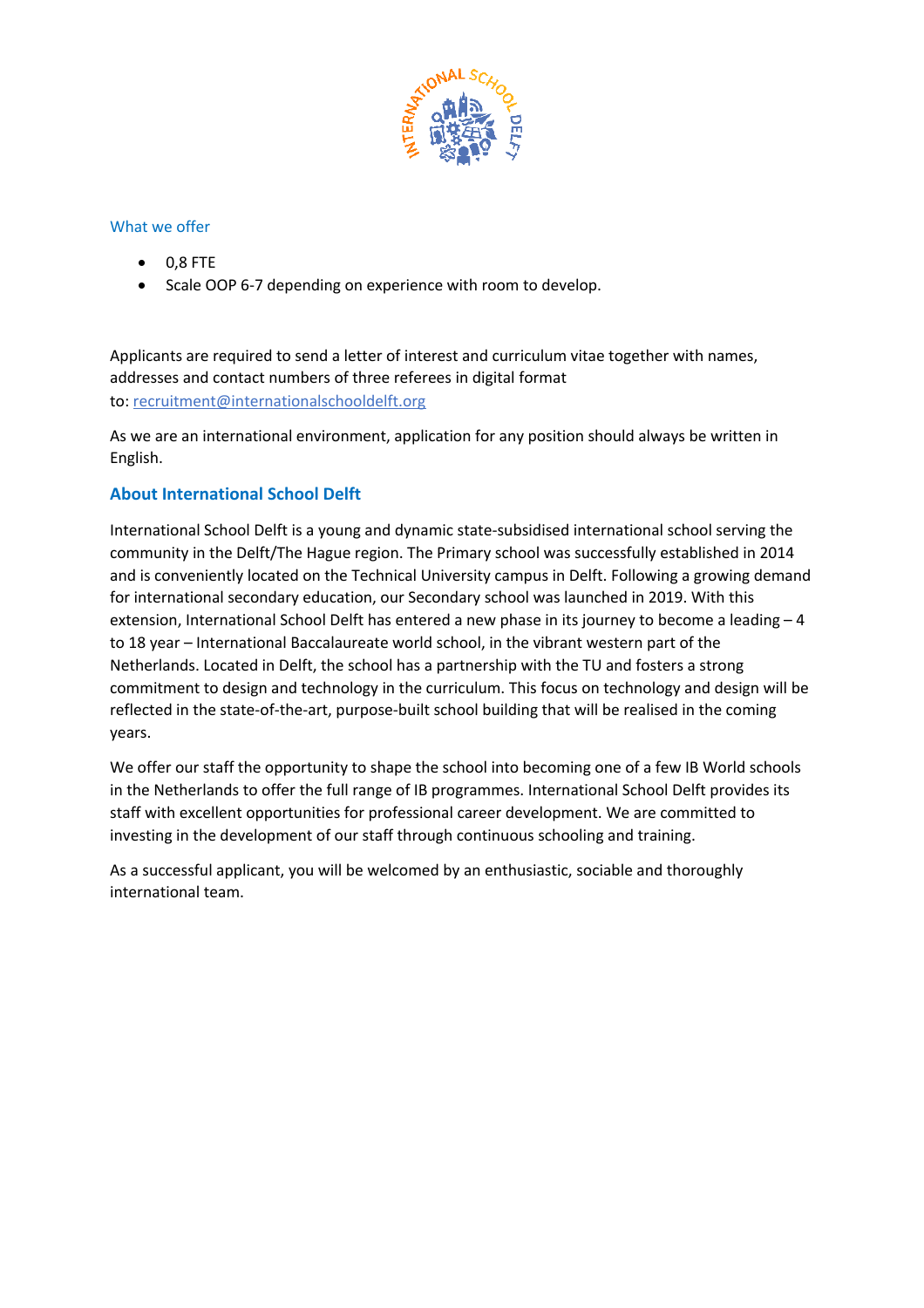## What we offer

- 0,8 FTE
- Scale OOP 6-7 depending on experience with room to develop.

Applicants are required to send a letter of interest and curriculum vitae together with names, addresses and contact numbers of three referees in digital format to: recruitment@internationalschooldelft.org

As we are an international environment, application for any position should always be written in English.

## About International School Delft

International School Delft is a young and dynamic state-subsidised international school serving the community in the Delft/The Hague region. The Primary school was successfully established in 2014 and is conveniently located on the Technical University campus in Delft. Following a growing demand for international secondary education, our Secondary school was launched in 2019. With this extension, International School Delft has entered a new phase in its journey to become a leading – 4 to 18 year – International Baccalaureate world school, in the vibrant western part of the Netherlands. Located in Delft, the school has a partnership with the TU and fosters a strong commitment to design and technology in the curriculum. This focus on technology and design will be reflected in the state-of-the-art, purpose-built school building that will be realised in the coming years.

We offer our staff the opportunity to shape the school into becoming one of a few IB World schools in the Netherlands to offer the full range of IB programmes. International School Delft provides its staff with excellent opportunities for professional career development. We are committed to investing in the development of our staff through continuous schooling and training.

As a successful applicant, you will be welcomed by an enthusiastic, sociable and thoroughly international team.